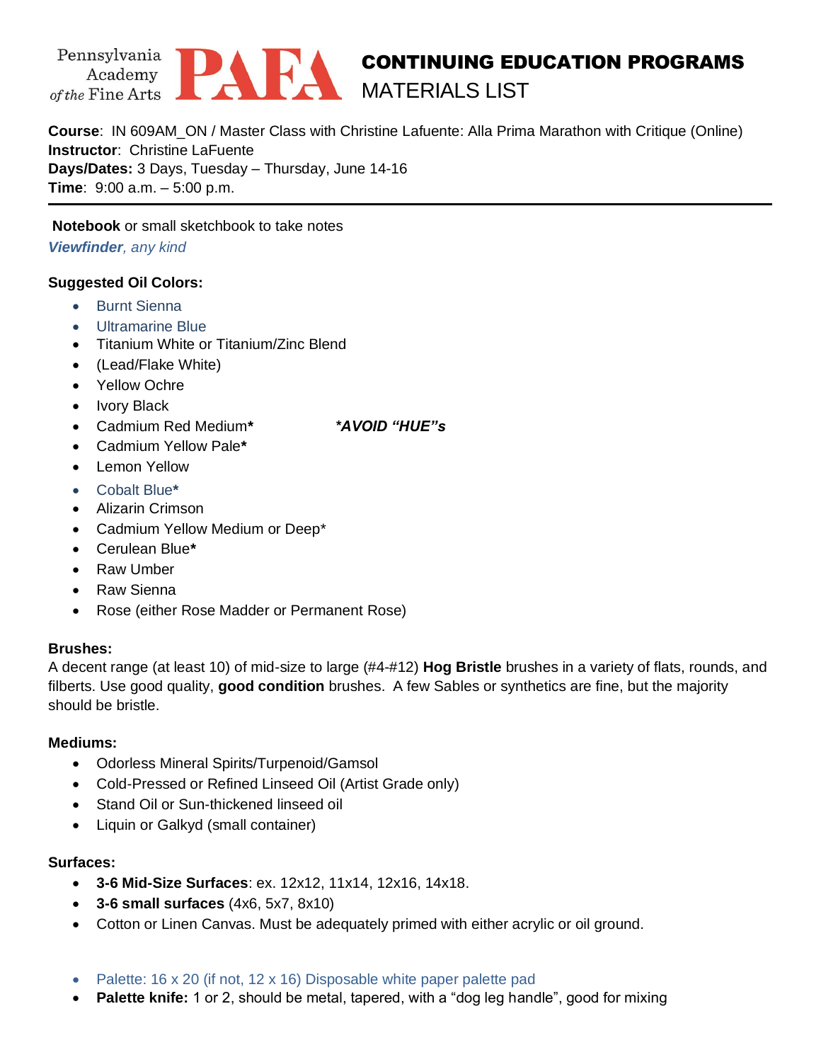Pennsylvania Academy of the Fine Arts **PAFA**

# CONTINUING EDUCATION PROGRAMS
## MATERIALS LIST

**Course**: IN 609AM_ON / Master Class with Christine Lafuente: Alla Prima Marathon with Critique (Online)
**Instructor**: Christine LaFuente
**Days/Dates:** 3 Days, Tuesday – Thursday, June 14-16
**Time**: 9:00 a.m. – 5:00 p.m.

---

**Notebook** or small sketchbook to take notes
***Viewfinder****, any kind*

**Suggested Oil Colors:**

- Burnt Sienna
- Ultramarine Blue
- Titanium White or Titanium/Zinc Blend
- (Lead/Flake White)
- Yellow Ochre
- Ivory Black
- Cadmium Red Medium**\*** ***\*AVOID "HUE"s***
- Cadmium Yellow Pale**\***
- Lemon Yellow
- Cobalt Blue**\***
- Alizarin Crimson
- Cadmium Yellow Medium or Deep\*
- Cerulean Blue**\***
- Raw Umber
- Raw Sienna
- Rose (either Rose Madder or Permanent Rose)

**Brushes:**
A decent range (at least 10) of mid-size to large (#4-#12) **Hog Bristle** brushes in a variety of flats, rounds, and filberts. Use good quality, **good condition** brushes. A few Sables or synthetics are fine, but the majority should be bristle.

**Mediums:**

- Odorless Mineral Spirits/Turpenoid/Gamsol
- Cold-Pressed or Refined Linseed Oil (Artist Grade only)
- Stand Oil or Sun-thickened linseed oil
- Liquin or Galkyd (small container)

**Surfaces:**

- **3-6 Mid-Size Surfaces**: ex. 12x12, 11x14, 12x16, 14x18.
- **3-6 small surfaces** (4x6, 5x7, 8x10)
- Cotton or Linen Canvas. Must be adequately primed with either acrylic or oil ground.

- Palette: 16 x 20 (if not, 12 x 16) Disposable white paper palette pad
- **Palette knife:** 1 or 2, should be metal, tapered, with a "dog leg handle", good for mixing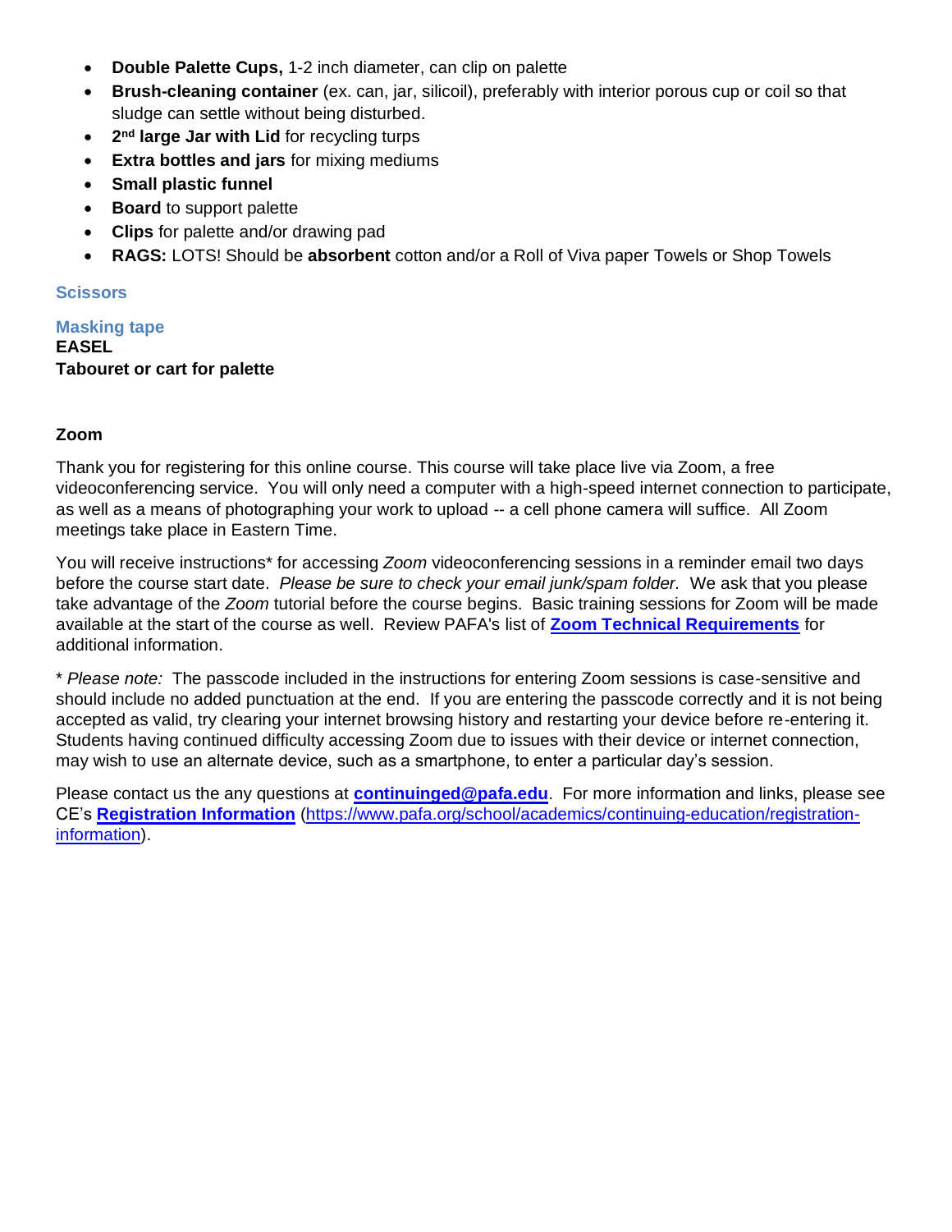- **Double Palette Cups,** 1-2 inch diameter, can clip on palette
- **Brush-cleaning container** (ex. can, jar, silicoil), preferably with interior porous cup or coil so that sludge can settle without being disturbed.
- **2nd large Jar with Lid** for recycling turps
- **Extra bottles and jars** for mixing mediums
- **Small plastic funnel**
- **Board** to support palette
- **Clips** for palette and/or drawing pad
- **RAGS:** LOTS! Should be **absorbent** cotton and/or a Roll of Viva paper Towels or Shop Towels

**Scissors**

**Masking tape**
**EASEL**
**Tabouret or cart for palette**

**Zoom**

Thank you for registering for this online course. This course will take place live via Zoom, a free videoconferencing service. You will only need a computer with a high-speed internet connection to participate, as well as a means of photographing your work to upload -- a cell phone camera will suffice. All Zoom meetings take place in Eastern Time.

You will receive instructions* for accessing *Zoom* videoconferencing sessions in a reminder email two days before the course start date. *Please be sure to check your email junk/spam folder.* We ask that you please take advantage of the *Zoom* tutorial before the course begins. Basic training sessions for Zoom will be made available at the start of the course as well. Review PAFA's list of **Zoom Technical Requirements** for additional information.

* *Please note:* The passcode included in the instructions for entering Zoom sessions is case-sensitive and should include no added punctuation at the end. If you are entering the passcode correctly and it is not being accepted as valid, try clearing your internet browsing history and restarting your device before re-entering it. Students having continued difficulty accessing Zoom due to issues with their device or internet connection, may wish to use an alternate device, such as a smartphone, to enter a particular day's session.

Please contact us the any questions at **continuinged@pafa.edu**. For more information and links, please see CE's **Registration Information** (https://www.pafa.org/school/academics/continuing-education/registration-information).